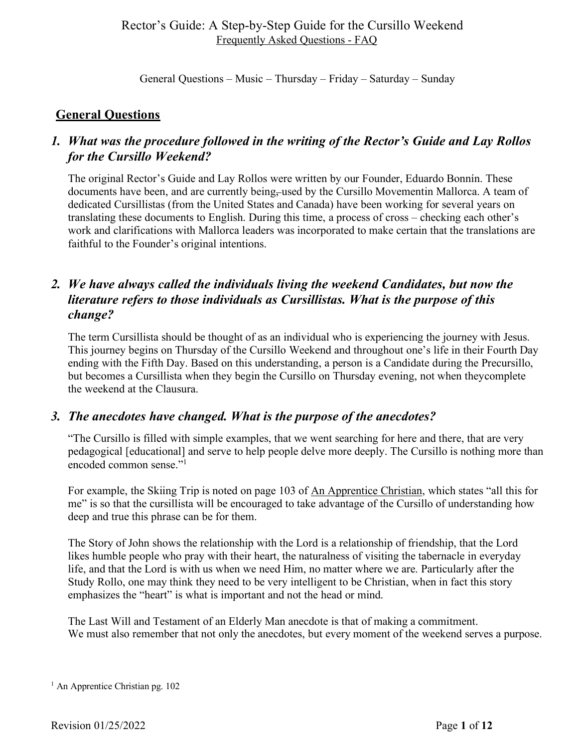# Rector's Guide: A Step-by-Step Guide for the Cursillo Weekend

Frequently Asked Questions - FAQ

General Questions – Music – Thursday – Friday – Saturday – Sunday

## General Questions

### *1. What was the procedure followed in the writing of the Rector's Guide and Lay Rollos for the Cursillo Weekend?*

The original Rector's Guide and Lay Rollos were written by our Founder, Eduardo Bonnín. These documents have been, and are currently being, used by the Cursillo Movementin Mallorca. A team of dedicated Cursillistas (from the United States and Canada) have been working for several years on translating these documents to English. During this time, a process of cross – checking each other's work and clarifications with Mallorca leaders was incorporated to make certain that the translations are faithful to the Founder's original intentions.

### *2. We have always called the individuals living the weekend Candidates, but now the literature refers to those individuals as Cursillistas. What is the purpose of this change?*

The term Cursillista should be thought of as an individual who is experiencing the journey with Jesus. This journey begins on Thursday of the Cursillo Weekend and throughout one's life in their Fourth Day ending with the Fifth Day. Based on this understanding, a person is a Candidate during the Precursillo, but becomes a Cursillista when they begin the Cursillo on Thursday evening, not when theycomplete the weekend at the Clausura.

### *3. The anecdotes have changed. What is the purpose of the anecdotes?*

"The Cursillo is filled with simple examples, that we went searching for here and there, that are very pedagogical [educational] and serve to help people delve more deeply. The Cursillo is nothing more than encoded common sense."[1]

For example, the Skiing Trip is noted on page 103 of An Apprentice Christian, which states "all this for me" is so that the cursillista will be encouraged to take advantage of the Cursillo of understanding how deep and true this phrase can be for them.

The Story of John shows the relationship with the Lord is a relationship of friendship, that the Lord likes humble people who pray with their heart, the naturalness of visiting the tabernacle in everyday life, and that the Lord is with us when we need Him, no matter where we are. Particularly after the Study Rollo, one may think they need to be very intelligent to be Christian, when in fact this story emphasizes the "heart" is what is important and not the head or mind.

The Last Will and Testament of an Elderly Man anecdote is that of making a commitment.
We must also remember that not only the anecdotes, but every moment of the weekend serves a purpose.

[1] An Apprentice Christian pg. 102

Revision 01/25/2022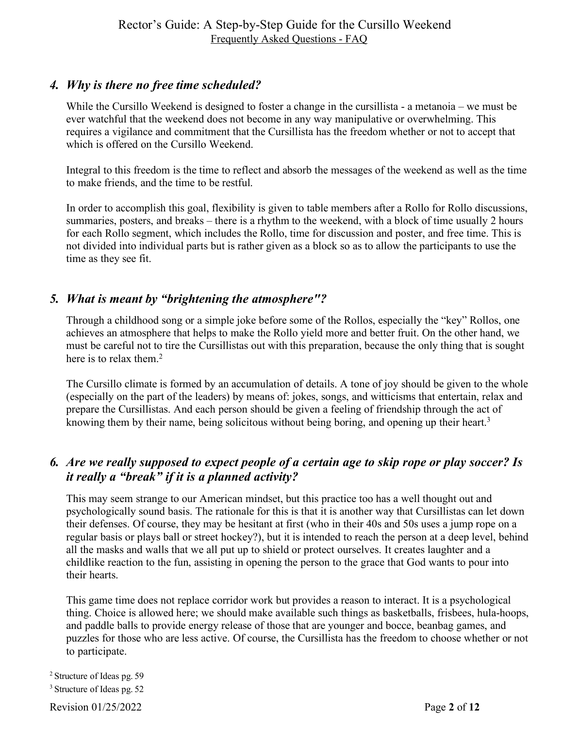### *4. Why is there no free time scheduled?*

While the Cursillo Weekend is designed to foster a change in the cursillista - a metanoia – we must be ever watchful that the weekend does not become in any way manipulative or overwhelming. This requires a vigilance and commitment that the Cursillista has the freedom whether or not to accept that which is offered on the Cursillo Weekend.

Integral to this freedom is the time to reflect and absorb the messages of the weekend as well as the time to make friends, and the time to be restful.

In order to accomplish this goal, flexibility is given to table members after a Rollo for Rollo discussions, summaries, posters, and breaks – there is a rhythm to the weekend, with a block of time usually 2 hours for each Rollo segment, which includes the Rollo, time for discussion and poster, and free time. This is not divided into individual parts but is rather given as a block so as to allow the participants to use the time as they see fit.

### *5. What is meant by "brightening the atmosphere"?*

Through a childhood song or a simple joke before some of the Rollos, especially the "key" Rollos, one achieves an atmosphere that helps to make the Rollo yield more and better fruit. On the other hand, we must be careful not to tire the Cursillistas out with this preparation, because the only thing that is sought here is to relax them.[2]

The Cursillo climate is formed by an accumulation of details. A tone of joy should be given to the whole (especially on the part of the leaders) by means of: jokes, songs, and witticisms that entertain, relax and prepare the Cursillistas. And each person should be given a feeling of friendship through the act of knowing them by their name, being solicitous without being boring, and opening up their heart.[3]

### *6. Are we really supposed to expect people of a certain age to skip rope or play soccer? Is it really a "break" if it is a planned activity?*

This may seem strange to our American mindset, but this practice too has a well thought out and psychologically sound basis. The rationale for this is that it is another way that Cursillistas can let down their defenses. Of course, they may be hesitant at first (who in their 40s and 50s uses a jump rope on a regular basis or plays ball or street hockey?), but it is intended to reach the person at a deep level, behind all the masks and walls that we all put up to shield or protect ourselves. It creates laughter and a childlike reaction to the fun, assisting in opening the person to the grace that God wants to pour into their hearts.

This game time does not replace corridor work but provides a reason to interact. It is a psychological thing. Choice is allowed here; we should make available such things as basketballs, frisbees, hula-hoops, and paddle balls to provide energy release of those that are younger and bocce, beanbag games, and puzzles for those who are less active. Of course, the Cursillista has the freedom to choose whether or not to participate.

[2] Structure of Ideas pg. 59

[3] Structure of Ideas pg. 52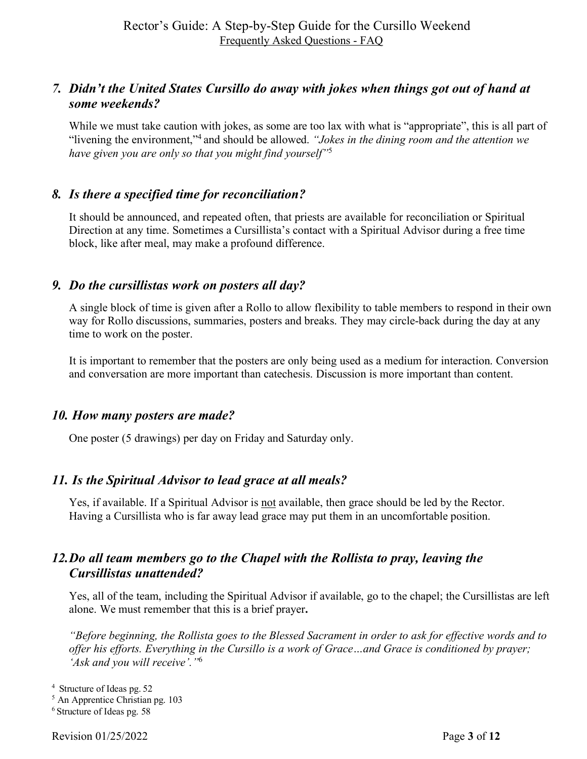## *7. Didn't the United States Cursillo do away with jokes when things got out of hand at some weekends?*

While we must take caution with jokes, as some are too lax with what is "appropriate", this is all part of "livening the environment,"[4] and should be allowed. *"Jokes in the dining room and the attention we have given you are only so that you might find yourself"*[5]

## *8. Is there a specified time for reconciliation?*

It should be announced, and repeated often, that priests are available for reconciliation or Spiritual Direction at any time. Sometimes a Cursillista's contact with a Spiritual Advisor during a free time block, like after meal, may make a profound difference.

## *9. Do the cursillistas work on posters all day?*

A single block of time is given after a Rollo to allow flexibility to table members to respond in their own way for Rollo discussions, summaries, posters and breaks. They may circle-back during the day at any time to work on the poster.

It is important to remember that the posters are only being used as a medium for interaction. Conversion and conversation are more important than catechesis. Discussion is more important than content.

## *10. How many posters are made?*

One poster (5 drawings) per day on Friday and Saturday only.

## *11. Is the Spiritual Advisor to lead grace at all meals?*

Yes, if available. If a Spiritual Advisor is <u>not</u> available, then grace should be led by the Rector. Having a Cursillista who is far away lead grace may put them in an uncomfortable position.

## *12. Do all team members go to the Chapel with the Rollista to pray, leaving the Cursillistas unattended?*

Yes, all of the team, including the Spiritual Advisor if available, go to the chapel; the Cursillistas are left alone. We must remember that this is a brief prayer**.**

*"Before beginning, the Rollista goes to the Blessed Sacrament in order to ask for effective words and to offer his efforts. Everything in the Cursillo is a work of Grace…and Grace is conditioned by prayer; 'Ask and you will receive'."*[6]

---

[4] Structure of Ideas pg. 52

[5] An Apprentice Christian pg. 103

[6] Structure of Ideas pg. 58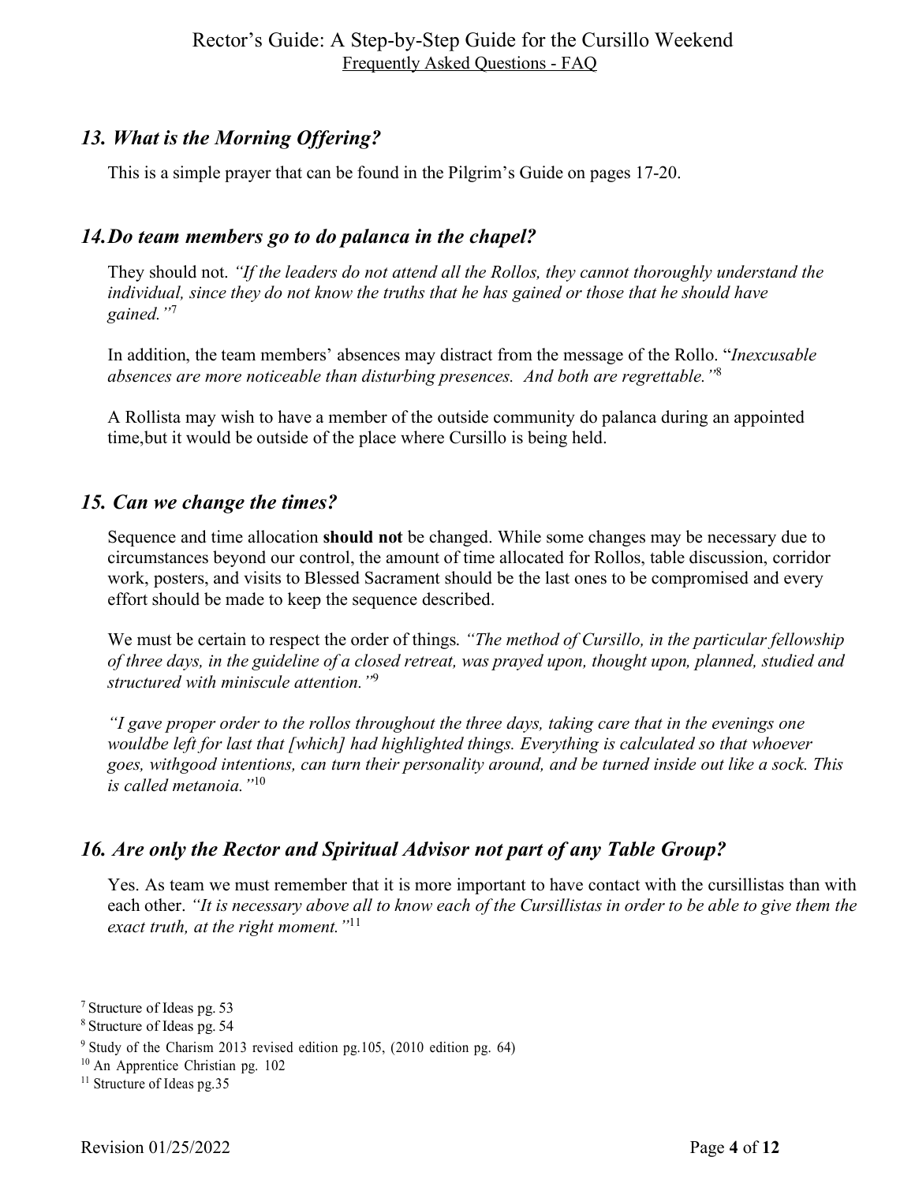## *13. What is the Morning Offering?*

This is a simple prayer that can be found in the Pilgrim's Guide on pages 17-20.

## *14. Do team members go to do palanca in the chapel?*

They should not. *"If the leaders do not attend all the Rollos, they cannot thoroughly understand the individual, since they do not know the truths that he has gained or those that he should have gained."*[7]

In addition, the team members' absences may distract from the message of the Rollo. "*Inexcusable absences are more noticeable than disturbing presences. And both are regrettable."*[8]

A Rollista may wish to have a member of the outside community do palanca during an appointed time,but it would be outside of the place where Cursillo is being held.

## *15. Can we change the times?*

Sequence and time allocation **should not** be changed. While some changes may be necessary due to circumstances beyond our control, the amount of time allocated for Rollos, table discussion, corridor work, posters, and visits to Blessed Sacrament should be the last ones to be compromised and every effort should be made to keep the sequence described.

We must be certain to respect the order of things. *"The method of Cursillo, in the particular fellowship of three days, in the guideline of a closed retreat, was prayed upon, thought upon, planned, studied and structured with miniscule attention."*[9]

*"I gave proper order to the rollos throughout the three days, taking care that in the evenings one wouldbe left for last that [which] had highlighted things. Everything is calculated so that whoever goes, withgood intentions, can turn their personality around, and be turned inside out like a sock. This is called metanoia."*[10]

## *16. Are only the Rector and Spiritual Advisor not part of any Table Group?*

Yes. As team we must remember that it is more important to have contact with the cursillistas than with each other. *"It is necessary above all to know each of the Cursillistas in order to be able to give them the exact truth, at the right moment."*[11]

---

[7] Structure of Ideas pg. 53

[8] Structure of Ideas pg. 54

[9] Study of the Charism 2013 revised edition pg.105, (2010 edition pg. 64)

[10] An Apprentice Christian pg. 102

[11] Structure of Ideas pg.35

Revision 01/25/2022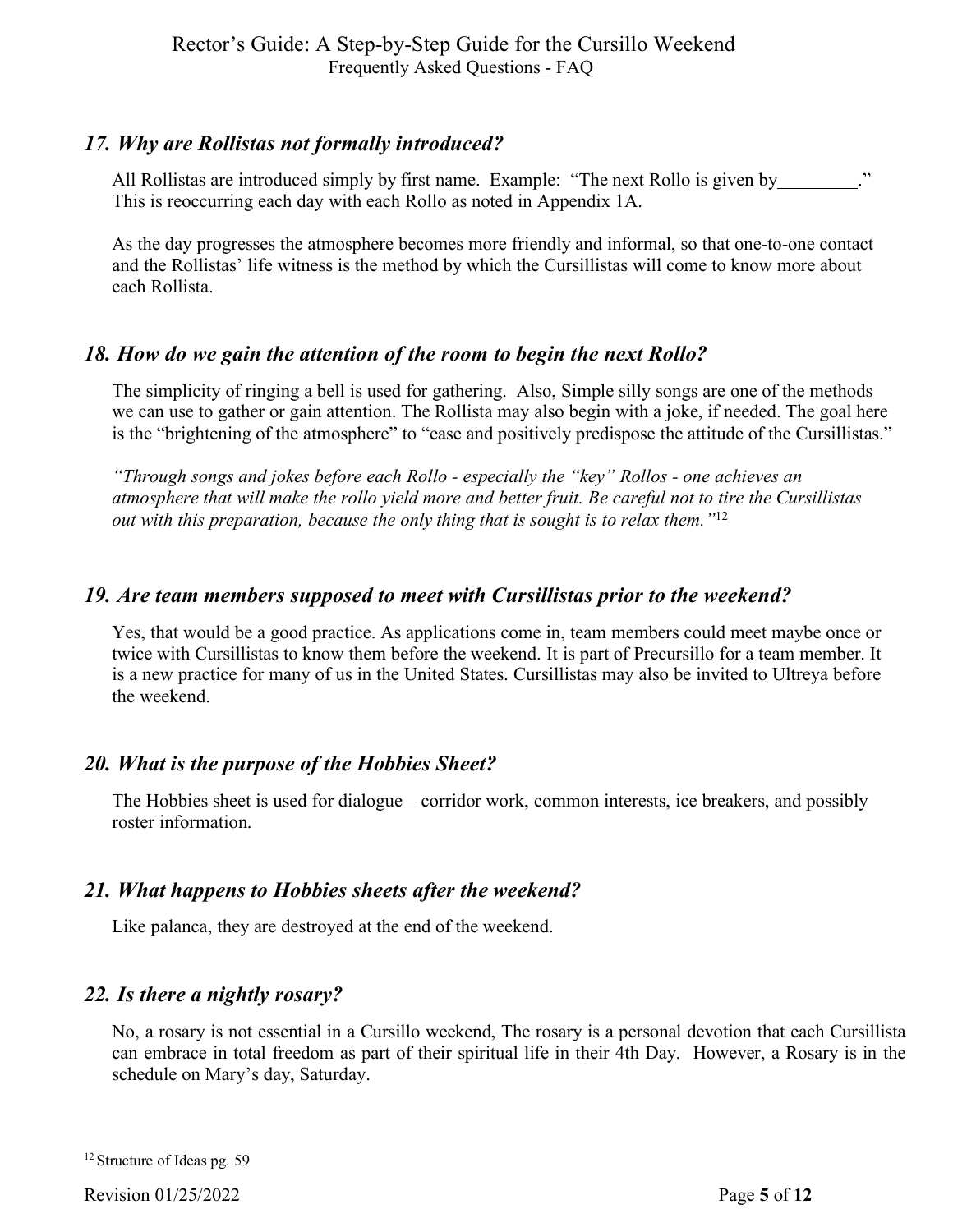### *17. Why are Rollistas not formally introduced?*

All Rollistas are introduced simply by first name. Example: "The next Rollo is given by_________." This is reoccurring each day with each Rollo as noted in Appendix 1A.

As the day progresses the atmosphere becomes more friendly and informal, so that one-to-one contact and the Rollistas' life witness is the method by which the Cursillistas will come to know more about each Rollista.

### *18. How do we gain the attention of the room to begin the next Rollo?*

The simplicity of ringing a bell is used for gathering. Also, Simple silly songs are one of the methods we can use to gather or gain attention. The Rollista may also begin with a joke, if needed. The goal here is the "brightening of the atmosphere" to "ease and positively predispose the attitude of the Cursillistas."

*"Through songs and jokes before each Rollo - especially the "key" Rollos - one achieves an atmosphere that will make the rollo yield more and better fruit. Be careful not to tire the Cursillistas out with this preparation, because the only thing that is sought is to relax them."*[12]

### *19. Are team members supposed to meet with Cursillistas prior to the weekend?*

Yes, that would be a good practice. As applications come in, team members could meet maybe once or twice with Cursillistas to know them before the weekend. It is part of Precursillo for a team member. It is a new practice for many of us in the United States. Cursillistas may also be invited to Ultreya before the weekend.

### *20. What is the purpose of the Hobbies Sheet?*

The Hobbies sheet is used for dialogue – corridor work, common interests, ice breakers, and possibly roster information.

### *21. What happens to Hobbies sheets after the weekend?*

Like palanca, they are destroyed at the end of the weekend.

### *22. Is there a nightly rosary?*

No, a rosary is not essential in a Cursillo weekend, The rosary is a personal devotion that each Cursillista can embrace in total freedom as part of their spiritual life in their 4th Day. However, a Rosary is in the schedule on Mary's day, Saturday.

[12] Structure of Ideas pg. 59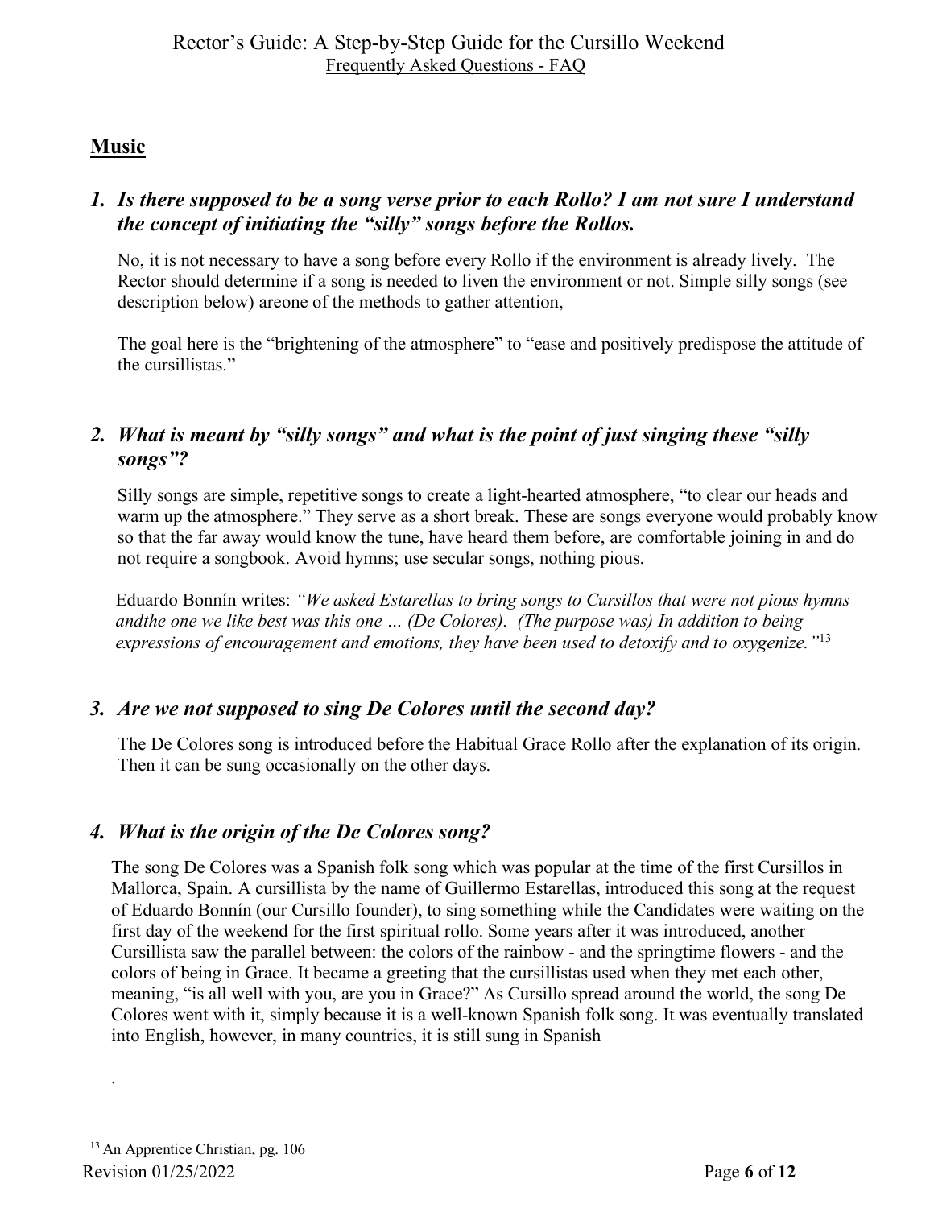## Music

### *1. Is there supposed to be a song verse prior to each Rollo? I am not sure I understand the concept of initiating the "silly" songs before the Rollos.*

No, it is not necessary to have a song before every Rollo if the environment is already lively. The Rector should determine if a song is needed to liven the environment or not. Simple silly songs (see description below) areone of the methods to gather attention,

The goal here is the "brightening of the atmosphere" to "ease and positively predispose the attitude of the cursillistas."

### *2. What is meant by "silly songs" and what is the point of just singing these "silly songs"?*

Silly songs are simple, repetitive songs to create a light-hearted atmosphere, "to clear our heads and warm up the atmosphere." They serve as a short break. These are songs everyone would probably know so that the far away would know the tune, have heard them before, are comfortable joining in and do not require a songbook. Avoid hymns; use secular songs, nothing pious.

Eduardo Bonnín writes: *"We asked Estarellas to bring songs to Cursillos that were not pious hymns andthe one we like best was this one … (De Colores). (The purpose was) In addition to being expressions of encouragement and emotions, they have been used to detoxify and to oxygenize."*[13]

### *3. Are we not supposed to sing De Colores until the second day?*

The De Colores song is introduced before the Habitual Grace Rollo after the explanation of its origin. Then it can be sung occasionally on the other days.

### *4. What is the origin of the De Colores song?*

The song De Colores was a Spanish folk song which was popular at the time of the first Cursillos in Mallorca, Spain. A cursillista by the name of Guillermo Estarellas, introduced this song at the request of Eduardo Bonnín (our Cursillo founder), to sing something while the Candidates were waiting on the first day of the weekend for the first spiritual rollo. Some years after it was introduced, another Cursillista saw the parallel between: the colors of the rainbow - and the springtime flowers - and the colors of being in Grace. It became a greeting that the cursillistas used when they met each other, meaning, "is all well with you, are you in Grace?" As Cursillo spread around the world, the song De Colores went with it, simply because it is a well-known Spanish folk song. It was eventually translated into English, however, in many countries, it is still sung in Spanish

.

[13] An Apprentice Christian, pg. 106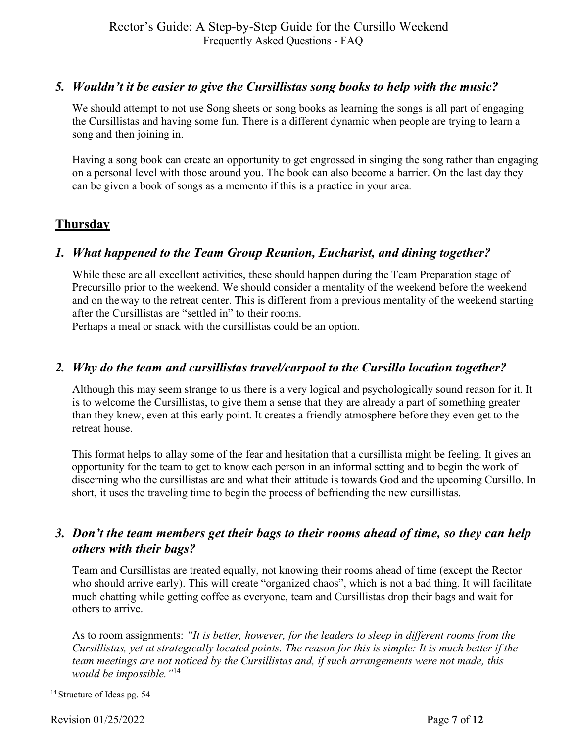### *5. Wouldn't it be easier to give the Cursillistas song books to help with the music?*

We should attempt to not use Song sheets or song books as learning the songs is all part of engaging the Cursillistas and having some fun. There is a different dynamic when people are trying to learn a song and then joining in.

Having a song book can create an opportunity to get engrossed in singing the song rather than engaging on a personal level with those around you. The book can also become a barrier. On the last day they can be given a book of songs as a memento if this is a practice in your area.

## **Thursday**

### *1. What happened to the Team Group Reunion, Eucharist, and dining together?*

While these are all excellent activities, these should happen during the Team Preparation stage of Precursillo prior to the weekend. We should consider a mentality of the weekend before the weekend and on the way to the retreat center. This is different from a previous mentality of the weekend starting after the Cursillistas are "settled in" to their rooms.
Perhaps a meal or snack with the cursillistas could be an option.

### *2. Why do the team and cursillistas travel/carpool to the Cursillo location together?*

Although this may seem strange to us there is a very logical and psychologically sound reason for it. It is to welcome the Cursillistas, to give them a sense that they are already a part of something greater than they knew, even at this early point. It creates a friendly atmosphere before they even get to the retreat house.

This format helps to allay some of the fear and hesitation that a cursillista might be feeling. It gives an opportunity for the team to get to know each person in an informal setting and to begin the work of discerning who the cursillistas are and what their attitude is towards God and the upcoming Cursillo. In short, it uses the traveling time to begin the process of befriending the new cursillistas.

### *3. Don't the team members get their bags to their rooms ahead of time, so they can help others with their bags?*

Team and Cursillistas are treated equally, not knowing their rooms ahead of time (except the Rector who should arrive early). This will create "organized chaos", which is not a bad thing. It will facilitate much chatting while getting coffee as everyone, team and Cursillistas drop their bags and wait for others to arrive.

As to room assignments: *"It is better, however, for the leaders to sleep in different rooms from the Cursillistas, yet at strategically located points. The reason for this is simple: It is much better if the team meetings are not noticed by the Cursillistas and, if such arrangements were not made, this would be impossible."*[14]

[14] Structure of Ideas pg. 54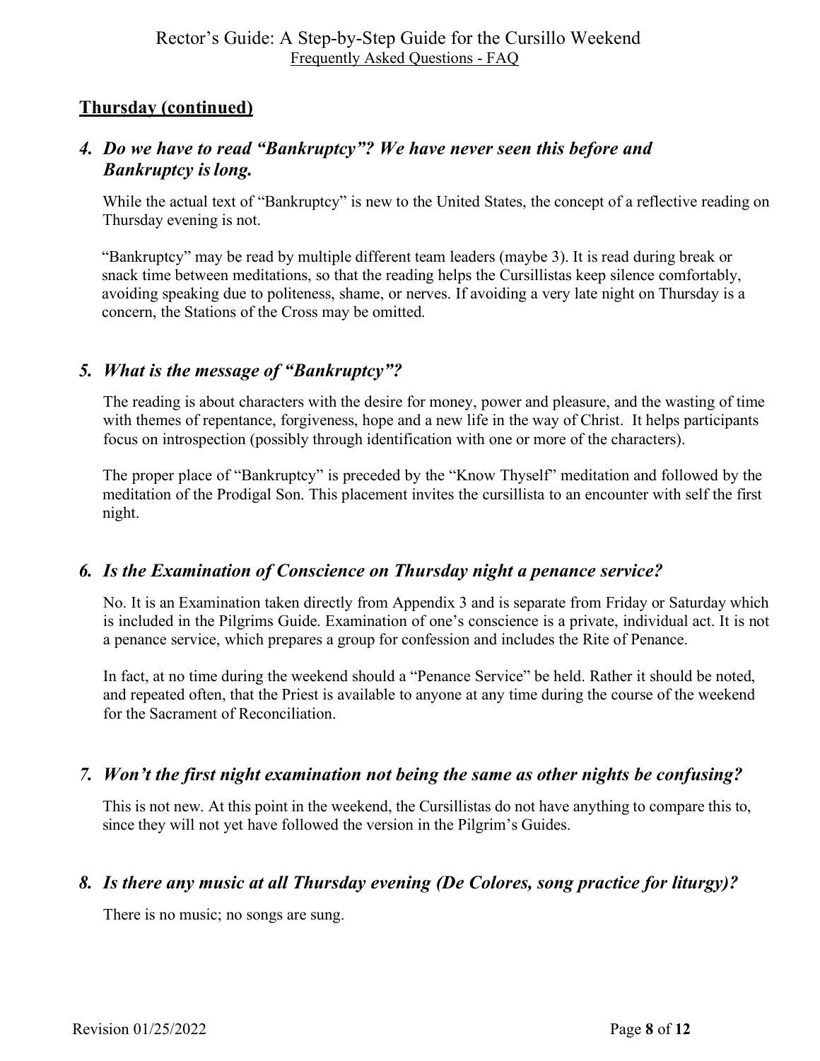## Thursday (continued)

### *4. Do we have to read "Bankruptcy"? We have never seen this before and Bankruptcy is long.*

While the actual text of "Bankruptcy" is new to the United States, the concept of a reflective reading on Thursday evening is not.

"Bankruptcy" may be read by multiple different team leaders (maybe 3). It is read during break or snack time between meditations, so that the reading helps the Cursillistas keep silence comfortably, avoiding speaking due to politeness, shame, or nerves. If avoiding a very late night on Thursday is a concern, the Stations of the Cross may be omitted.

### *5. What is the message of "Bankruptcy"?*

The reading is about characters with the desire for money, power and pleasure, and the wasting of time with themes of repentance, forgiveness, hope and a new life in the way of Christ. It helps participants focus on introspection (possibly through identification with one or more of the characters).

The proper place of "Bankruptcy" is preceded by the "Know Thyself" meditation and followed by the meditation of the Prodigal Son. This placement invites the cursillista to an encounter with self the first night.

### *6. Is the Examination of Conscience on Thursday night a penance service?*

No. It is an Examination taken directly from Appendix 3 and is separate from Friday or Saturday which is included in the Pilgrims Guide. Examination of one's conscience is a private, individual act. It is not a penance service, which prepares a group for confession and includes the Rite of Penance.

In fact, at no time during the weekend should a "Penance Service" be held. Rather it should be noted, and repeated often, that the Priest is available to anyone at any time during the course of the weekend for the Sacrament of Reconciliation.

### *7. Won't the first night examination not being the same as other nights be confusing?*

This is not new. At this point in the weekend, the Cursillistas do not have anything to compare this to, since they will not yet have followed the version in the Pilgrim's Guides.

### *8. Is there any music at all Thursday evening (De Colores, song practice for liturgy)?*

There is no music; no songs are sung.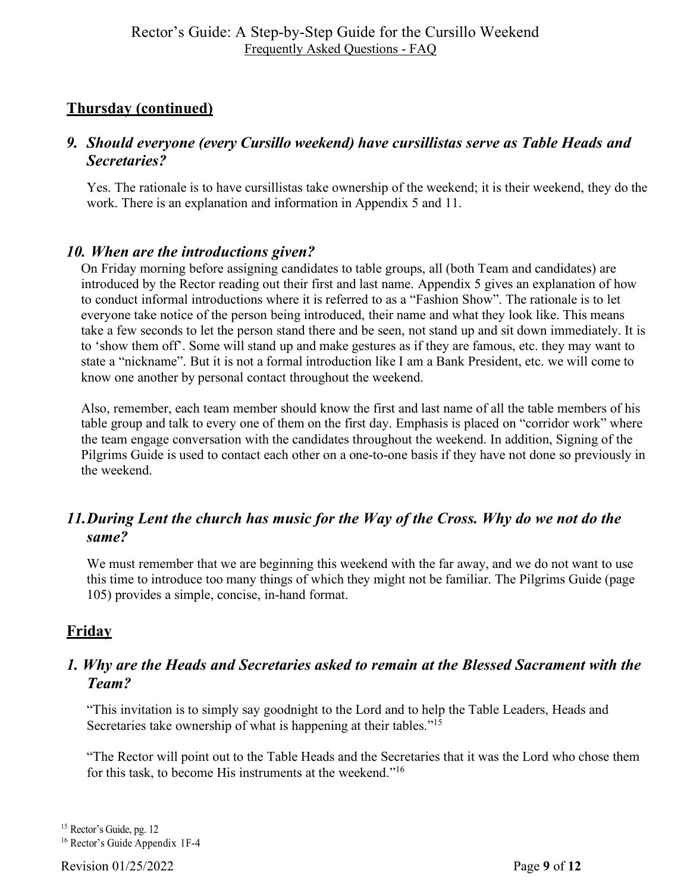## Thursday (continued)

### *9. Should everyone (every Cursillo weekend) have cursillistas serve as Table Heads and Secretaries?*

Yes. The rationale is to have cursillistas take ownership of the weekend; it is their weekend, they do the work. There is an explanation and information in Appendix 5 and 11.

### *10. When are the introductions given?*

On Friday morning before assigning candidates to table groups, all (both Team and candidates) are introduced by the Rector reading out their first and last name. Appendix 5 gives an explanation of how to conduct informal introductions where it is referred to as a "Fashion Show". The rationale is to let everyone take notice of the person being introduced, their name and what they look like. This means take a few seconds to let the person stand there and be seen, not stand up and sit down immediately. It is to 'show them off'. Some will stand up and make gestures as if they are famous, etc. they may want to state a "nickname". But it is not a formal introduction like I am a Bank President, etc. we will come to know one another by personal contact throughout the weekend.

Also, remember, each team member should know the first and last name of all the table members of his table group and talk to every one of them on the first day. Emphasis is placed on "corridor work" where the team engage conversation with the candidates throughout the weekend. In addition, Signing of the Pilgrims Guide is used to contact each other on a one-to-one basis if they have not done so previously in the weekend.

### *11. During Lent the church has music for the Way of the Cross. Why do we not do the same?*

We must remember that we are beginning this weekend with the far away, and we do not want to use this time to introduce too many things of which they might not be familiar. The Pilgrims Guide (page 105) provides a simple, concise, in-hand format.

## Friday

### *1. Why are the Heads and Secretaries asked to remain at the Blessed Sacrament with the Team?*

"This invitation is to simply say goodnight to the Lord and to help the Table Leaders, Heads and Secretaries take ownership of what is happening at their tables."[15]

"The Rector will point out to the Table Heads and the Secretaries that it was the Lord who chose them for this task, to become His instruments at the weekend."[16]

---

[15] Rector's Guide, pg. 12

[16] Rector's Guide Appendix 1F-4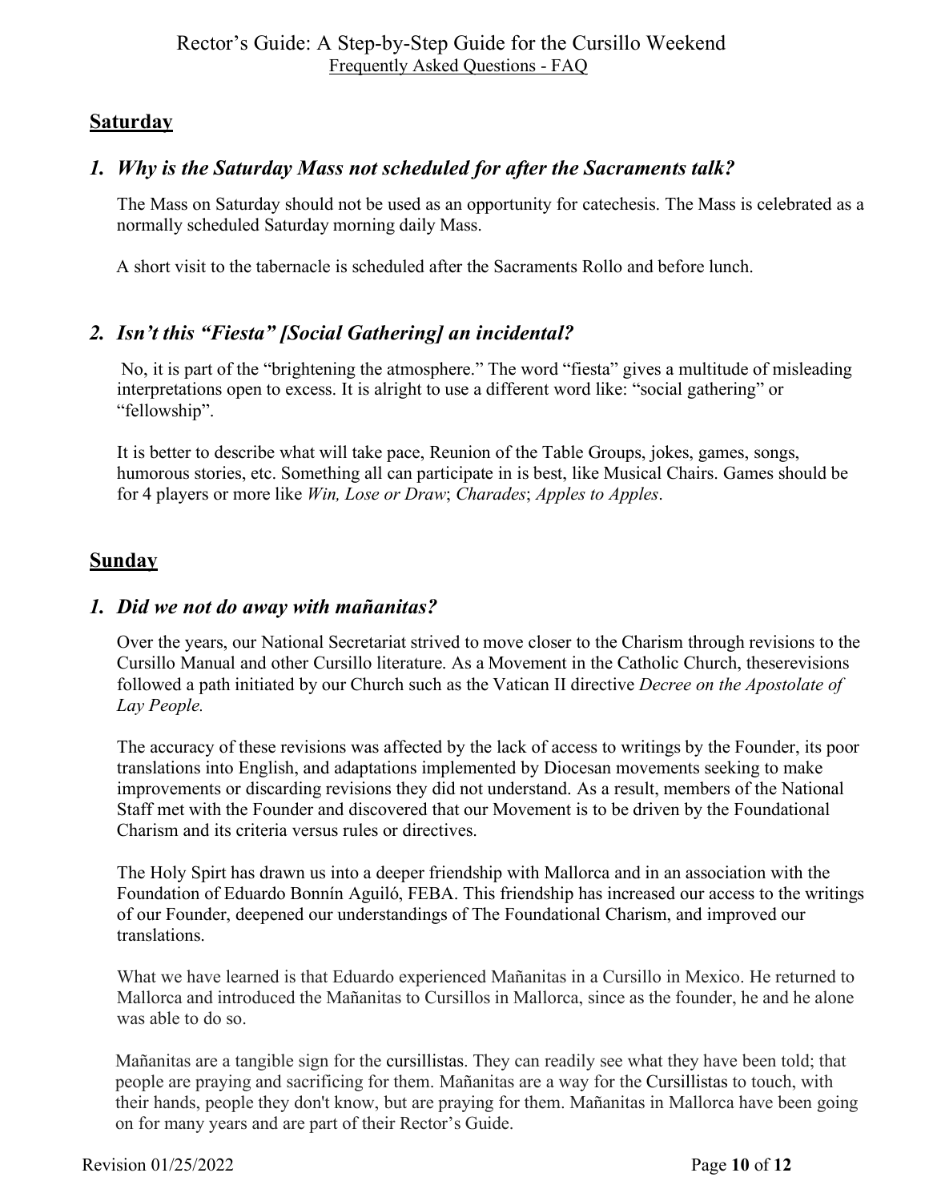## Saturday

### *1. Why is the Saturday Mass not scheduled for after the Sacraments talk?*

The Mass on Saturday should not be used as an opportunity for catechesis. The Mass is celebrated as a normally scheduled Saturday morning daily Mass.

A short visit to the tabernacle is scheduled after the Sacraments Rollo and before lunch.

### *2. Isn't this "Fiesta" [Social Gathering] an incidental?*

No, it is part of the "brightening the atmosphere." The word "fiesta" gives a multitude of misleading interpretations open to excess. It is alright to use a different word like: "social gathering" or "fellowship".

It is better to describe what will take pace, Reunion of the Table Groups, jokes, games, songs, humorous stories, etc. Something all can participate in is best, like Musical Chairs. Games should be for 4 players or more like *Win, Lose or Draw*; *Charades*; *Apples to Apples*.

## Sunday

### *1. Did we not do away with mañanitas?*

Over the years, our National Secretariat strived to move closer to the Charism through revisions to the Cursillo Manual and other Cursillo literature. As a Movement in the Catholic Church, theserevisions followed a path initiated by our Church such as the Vatican II directive *Decree on the Apostolate of Lay People.*

The accuracy of these revisions was affected by the lack of access to writings by the Founder, its poor translations into English, and adaptations implemented by Diocesan movements seeking to make improvements or discarding revisions they did not understand. As a result, members of the National Staff met with the Founder and discovered that our Movement is to be driven by the Foundational Charism and its criteria versus rules or directives.

The Holy Spirt has drawn us into a deeper friendship with Mallorca and in an association with the Foundation of Eduardo Bonnín Aguiló, FEBA. This friendship has increased our access to the writings of our Founder, deepened our understandings of The Foundational Charism, and improved our translations.

What we have learned is that Eduardo experienced Mañanitas in a Cursillo in Mexico. He returned to Mallorca and introduced the Mañanitas to Cursillos in Mallorca, since as the founder, he and he alone was able to do so.

Mañanitas are a tangible sign for the cursillistas. They can readily see what they have been told; that people are praying and sacrificing for them. Mañanitas are a way for the Cursillistas to touch, with their hands, people they don't know, but are praying for them. Mañanitas in Mallorca have been going on for many years and are part of their Rector's Guide.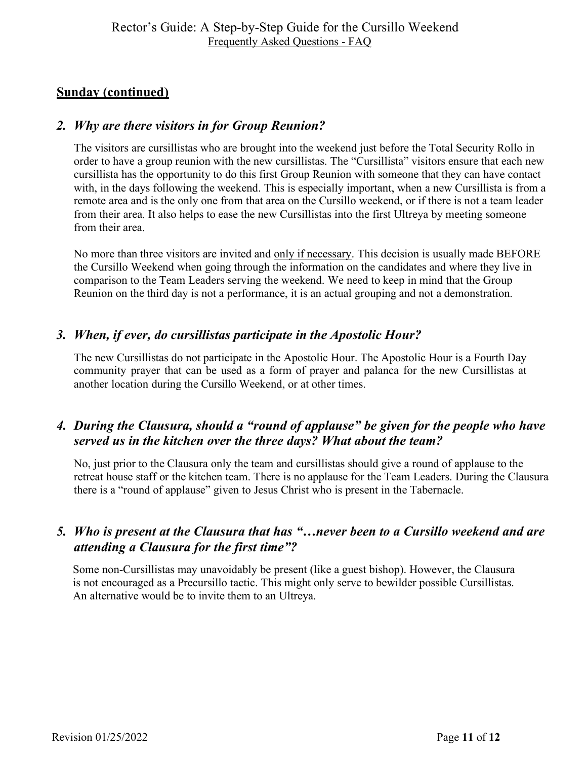## Sunday (continued)

### *2. Why are there visitors in for Group Reunion?*

The visitors are cursillistas who are brought into the weekend just before the Total Security Rollo in order to have a group reunion with the new cursillistas. The "Cursillista" visitors ensure that each new cursillista has the opportunity to do this first Group Reunion with someone that they can have contact with, in the days following the weekend. This is especially important, when a new Cursillista is from a remote area and is the only one from that area on the Cursillo weekend, or if there is not a team leader from their area. It also helps to ease the new Cursillistas into the first Ultreya by meeting someone from their area.

No more than three visitors are invited and <u>only if necessary</u>. This decision is usually made BEFORE the Cursillo Weekend when going through the information on the candidates and where they live in comparison to the Team Leaders serving the weekend. We need to keep in mind that the Group Reunion on the third day is not a performance, it is an actual grouping and not a demonstration.

### *3. When, if ever, do cursillistas participate in the Apostolic Hour?*

The new Cursillistas do not participate in the Apostolic Hour. The Apostolic Hour is a Fourth Day community prayer that can be used as a form of prayer and palanca for the new Cursillistas at another location during the Cursillo Weekend, or at other times.

### *4. During the Clausura, should a "round of applause" be given for the people who have served us in the kitchen over the three days? What about the team?*

No, just prior to the Clausura only the team and cursillistas should give a round of applause to the retreat house staff or the kitchen team. There is no applause for the Team Leaders. During the Clausura there is a "round of applause" given to Jesus Christ who is present in the Tabernacle.

### *5. Who is present at the Clausura that has "…never been to a Cursillo weekend and are attending a Clausura for the first time"?*

Some non-Cursillistas may unavoidably be present (like a guest bishop). However, the Clausura is not encouraged as a Precursillo tactic. This might only serve to bewilder possible Cursillistas. An alternative would be to invite them to an Ultreya.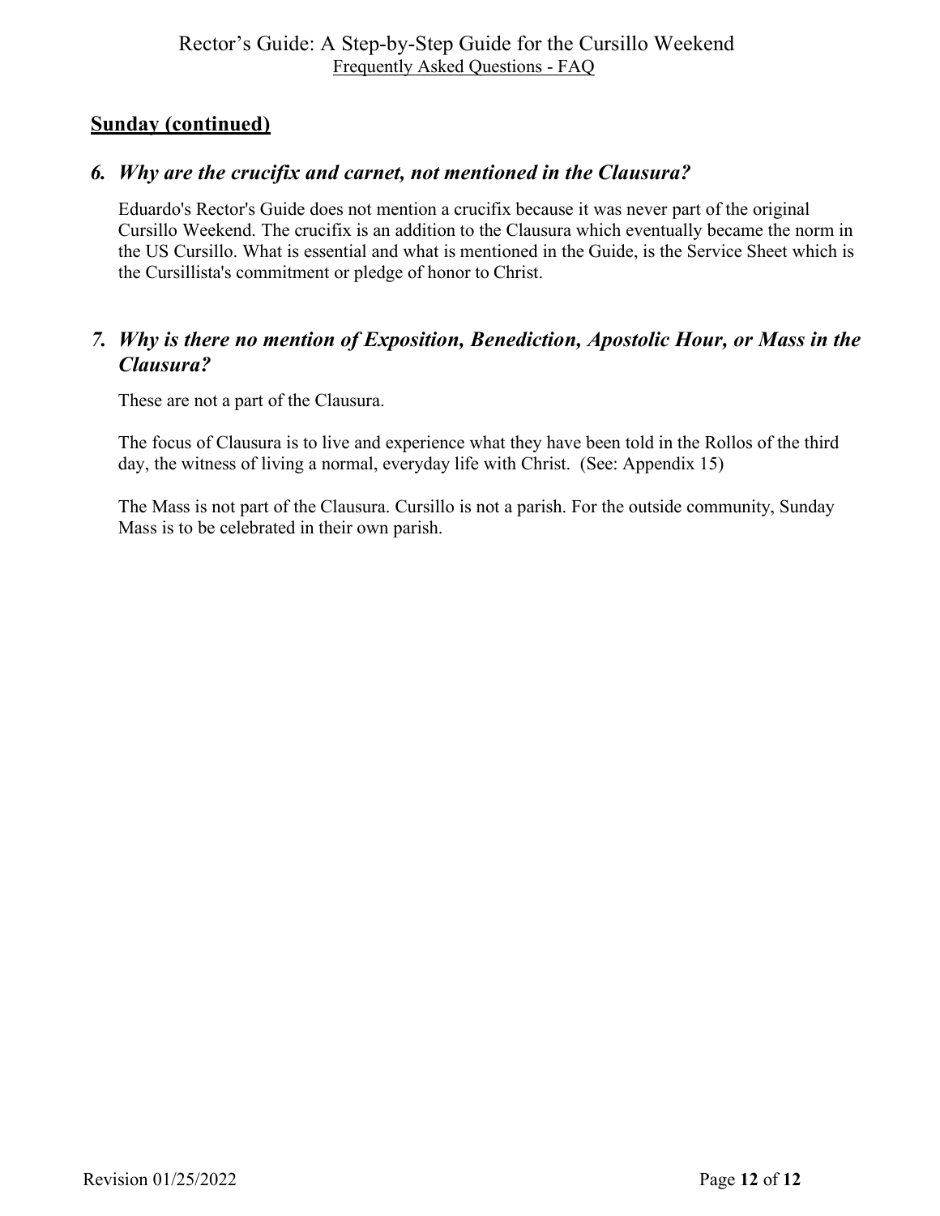## Sunday (continued)

### *6. Why are the crucifix and carnet, not mentioned in the Clausura?*

Eduardo's Rector's Guide does not mention a crucifix because it was never part of the original Cursillo Weekend. The crucifix is an addition to the Clausura which eventually became the norm in the US Cursillo. What is essential and what is mentioned in the Guide, is the Service Sheet which is the Cursillista's commitment or pledge of honor to Christ.

### *7. Why is there no mention of Exposition, Benediction, Apostolic Hour, or Mass in the Clausura?*

These are not a part of the Clausura.

The focus of Clausura is to live and experience what they have been told in the Rollos of the third day, the witness of living a normal, everyday life with Christ. (See: Appendix 15)

The Mass is not part of the Clausura. Cursillo is not a parish. For the outside community, Sunday Mass is to be celebrated in their own parish.